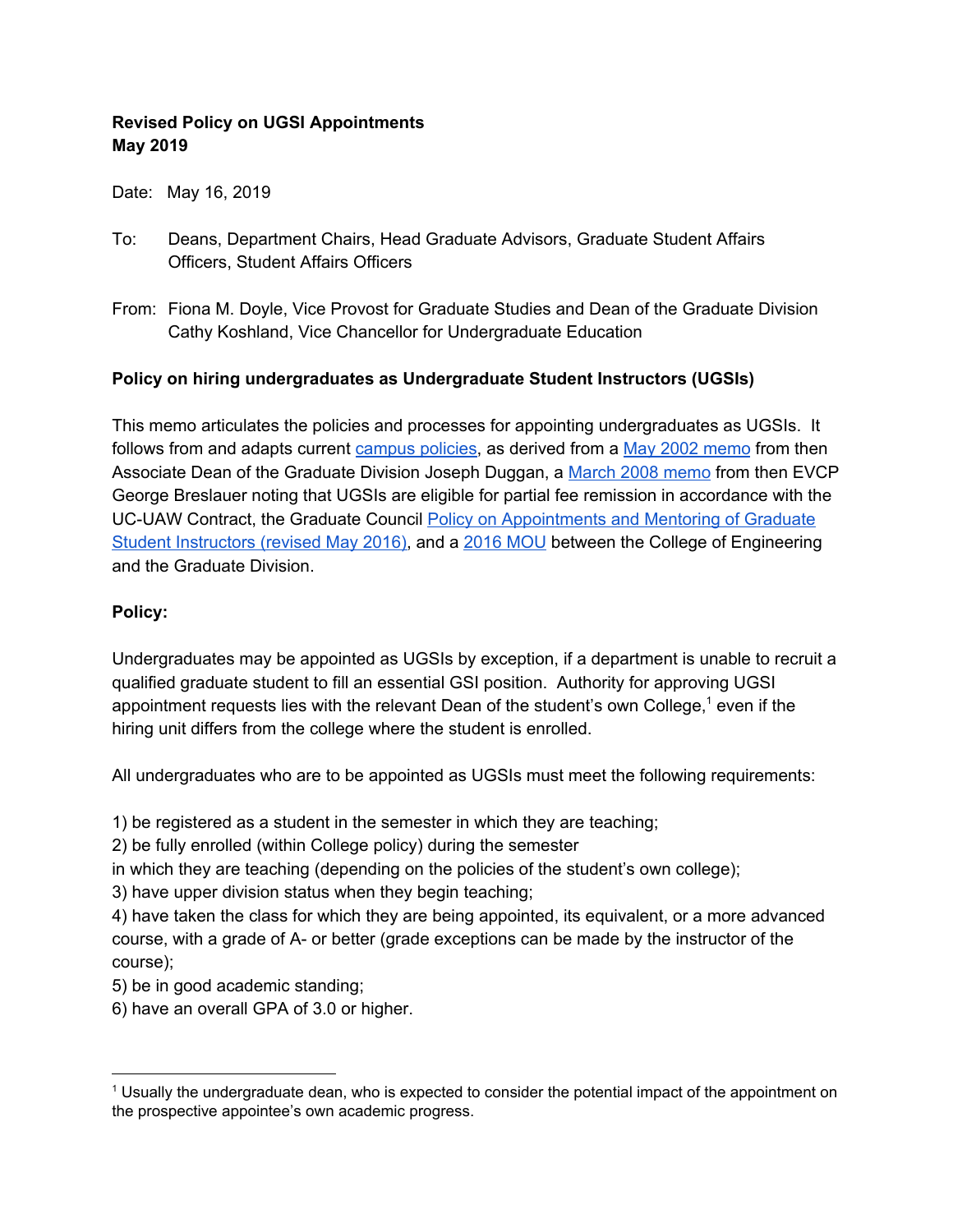**Revised Policy on UGSI Appointments**
**May 2019**

Date: May 16, 2019

To: Deans, Department Chairs, Head Graduate Advisors, Graduate Student Affairs Officers, Student Affairs Officers

From: Fiona M. Doyle, Vice Provost for Graduate Studies and Dean of the Graduate Division
Cathy Koshland, Vice Chancellor for Undergraduate Education

**Policy on hiring undergraduates as Undergraduate Student Instructors (UGSIs)**

This memo articulates the policies and processes for appointing undergraduates as UGSIs. It follows from and adapts current campus policies, as derived from a May 2002 memo from then Associate Dean of the Graduate Division Joseph Duggan, a March 2008 memo from then EVCP George Breslauer noting that UGSIs are eligible for partial fee remission in accordance with the UC-UAW Contract, the Graduate Council Policy on Appointments and Mentoring of Graduate Student Instructors (revised May 2016), and a 2016 MOU between the College of Engineering and the Graduate Division.

**Policy:**

Undergraduates may be appointed as UGSIs by exception, if a department is unable to recruit a qualified graduate student to fill an essential GSI position. Authority for approving UGSI appointment requests lies with the relevant Dean of the student's own College,[1] even if the hiring unit differs from the college where the student is enrolled.

All undergraduates who are to be appointed as UGSIs must meet the following requirements:

1) be registered as a student in the semester in which they are teaching;
2) be fully enrolled (within College policy) during the semester in which they are teaching (depending on the policies of the student's own college);
3) have upper division status when they begin teaching;
4) have taken the class for which they are being appointed, its equivalent, or a more advanced course, with a grade of A- or better (grade exceptions can be made by the instructor of the course);
5) be in good academic standing;
6) have an overall GPA of 3.0 or higher.

[1] Usually the undergraduate dean, who is expected to consider the potential impact of the appointment on the prospective appointee's own academic progress.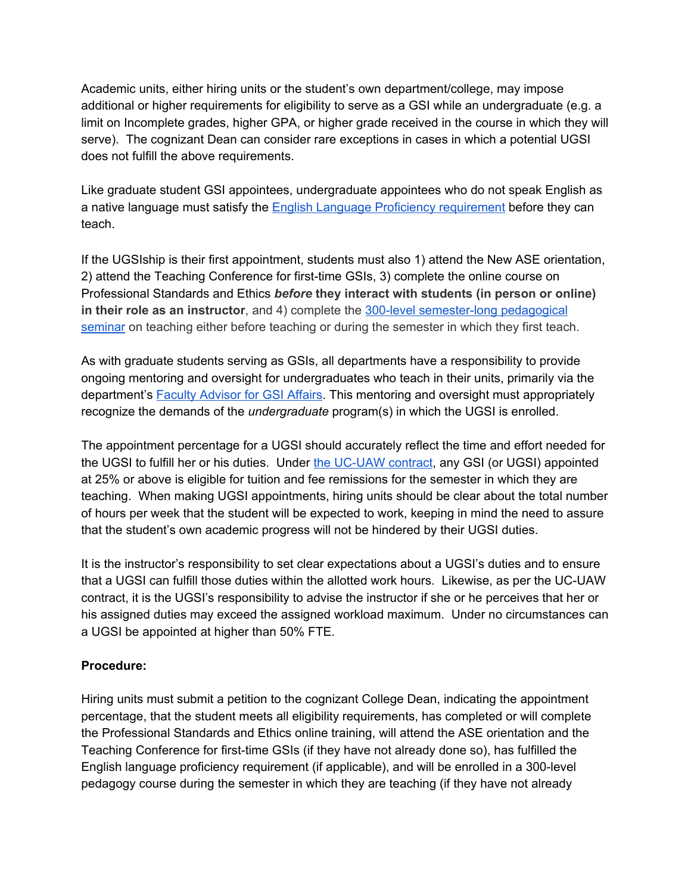Academic units, either hiring units or the student's own department/college, may impose additional or higher requirements for eligibility to serve as a GSI while an undergraduate (e.g. a limit on Incomplete grades, higher GPA, or higher grade received in the course in which they will serve). The cognizant Dean can consider rare exceptions in cases in which a potential UGSI does not fulfill the above requirements.

Like graduate student GSI appointees, undergraduate appointees who do not speak English as a native language must satisfy the English Language Proficiency requirement before they can teach.

If the UGSIship is their first appointment, students must also 1) attend the New ASE orientation, 2) attend the Teaching Conference for first-time GSIs, 3) complete the online course on Professional Standards and Ethics ***before*** **they interact with students (in person or online) in their role as an instructor**, and 4) complete the 300-level semester-long pedagogical seminar on teaching either before teaching or during the semester in which they first teach.

As with graduate students serving as GSIs, all departments have a responsibility to provide ongoing mentoring and oversight for undergraduates who teach in their units, primarily via the department's Faculty Advisor for GSI Affairs. This mentoring and oversight must appropriately recognize the demands of the *undergraduate* program(s) in which the UGSI is enrolled.

The appointment percentage for a UGSI should accurately reflect the time and effort needed for the UGSI to fulfill her or his duties. Under the UC-UAW contract, any GSI (or UGSI) appointed at 25% or above is eligible for tuition and fee remissions for the semester in which they are teaching. When making UGSI appointments, hiring units should be clear about the total number of hours per week that the student will be expected to work, keeping in mind the need to assure that the student's own academic progress will not be hindered by their UGSI duties.

It is the instructor's responsibility to set clear expectations about a UGSI's duties and to ensure that a UGSI can fulfill those duties within the allotted work hours. Likewise, as per the UC-UAW contract, it is the UGSI's responsibility to advise the instructor if she or he perceives that her or his assigned duties may exceed the assigned workload maximum. Under no circumstances can a UGSI be appointed at higher than 50% FTE.

**Procedure:**

Hiring units must submit a petition to the cognizant College Dean, indicating the appointment percentage, that the student meets all eligibility requirements, has completed or will complete the Professional Standards and Ethics online training, will attend the ASE orientation and the Teaching Conference for first-time GSIs (if they have not already done so), has fulfilled the English language proficiency requirement (if applicable), and will be enrolled in a 300-level pedagogy course during the semester in which they are teaching (if they have not already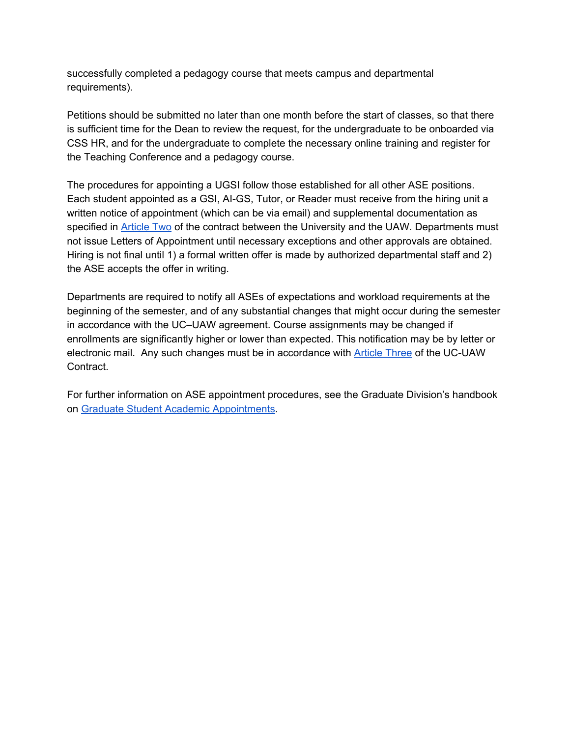successfully completed a pedagogy course that meets campus and departmental requirements).

Petitions should be submitted no later than one month before the start of classes, so that there is sufficient time for the Dean to review the request, for the undergraduate to be onboarded via CSS HR, and for the undergraduate to complete the necessary online training and register for the Teaching Conference and a pedagogy course.

The procedures for appointing a UGSI follow those established for all other ASE positions. Each student appointed as a GSI, AI-GS, Tutor, or Reader must receive from the hiring unit a written notice of appointment (which can be via email) and supplemental documentation as specified in Article Two of the contract between the University and the UAW. Departments must not issue Letters of Appointment until necessary exceptions and other approvals are obtained. Hiring is not final until 1) a formal written offer is made by authorized departmental staff and 2) the ASE accepts the offer in writing.

Departments are required to notify all ASEs of expectations and workload requirements at the beginning of the semester, and of any substantial changes that might occur during the semester in accordance with the UC–UAW agreement. Course assignments may be changed if enrollments are significantly higher or lower than expected. This notification may be by letter or electronic mail. Any such changes must be in accordance with Article Three of the UC-UAW Contract.

For further information on ASE appointment procedures, see the Graduate Division's handbook on Graduate Student Academic Appointments.